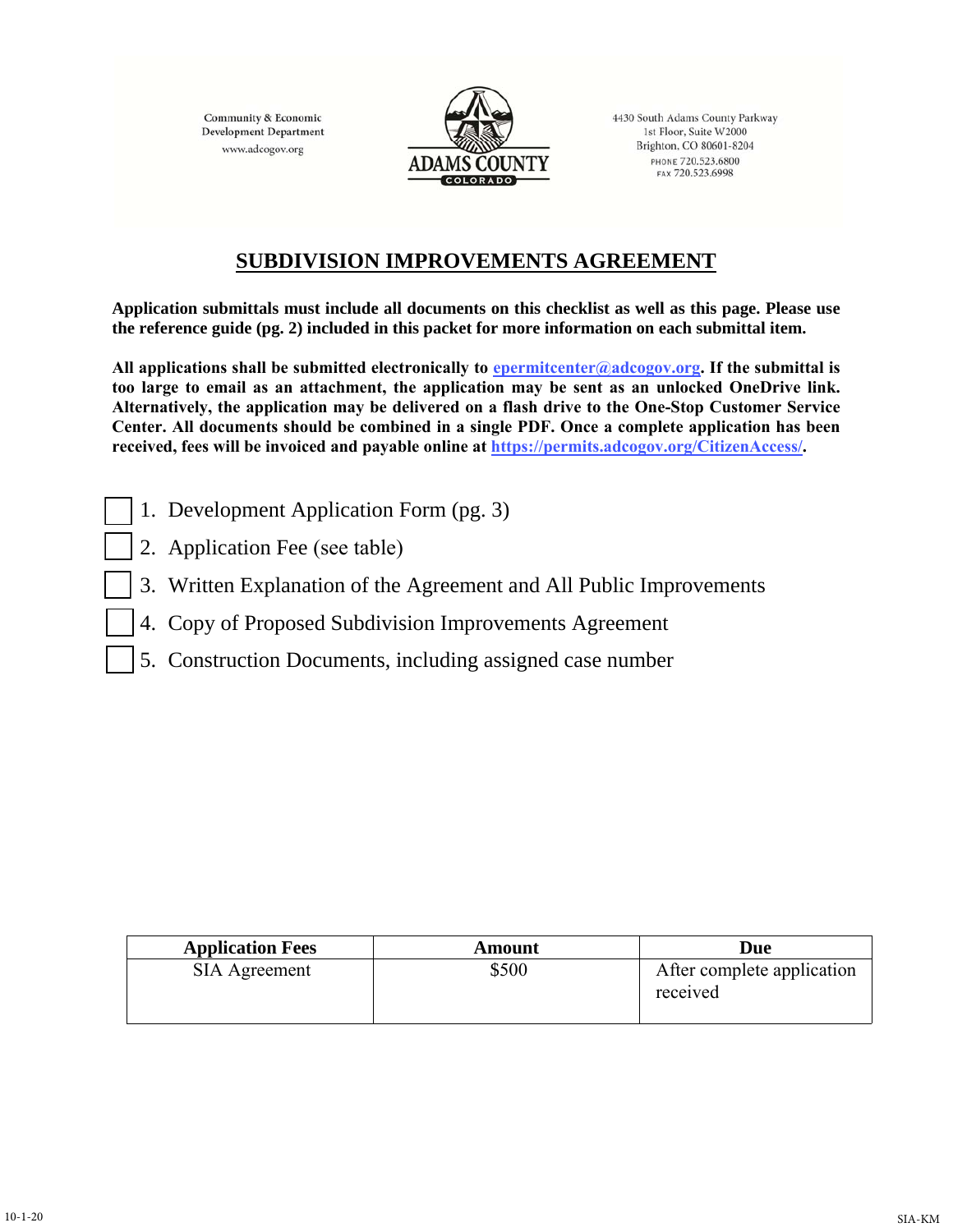Community & Economic Development Department
www.adcogov.org

ADAMS COUNTY
COLORADO

4430 South Adams County Parkway
1st Floor, Suite W2000
Brighton, CO 80601-8204
PHONE 720.523.6800
FAX 720.523.6998

# SUBDIVISION IMPROVEMENTS AGREEMENT

**Application submittals must include all documents on this checklist as well as this page. Please use the reference guide (pg. 2) included in this packet for more information on each submittal item.**

**All applications shall be submitted electronically to [epermitcenter@adcogov.org](mailto:epermitcenter@adcogov.org). If the submittal is too large to email as an attachment, the application may be sent as an unlocked OneDrive link. Alternatively, the application may be delivered on a flash drive to the One-Stop Customer Service Center. All documents should be combined in a single PDF. Once a complete application has been received, fees will be invoiced and payable online at [https://permits.adcogov.org/CitizenAccess/](https://permits.adcogov.org/CitizenAccess/).**

- [ ] 1. Development Application Form (pg. 3)
- [ ] 2. Application Fee (see table)
- [ ] 3. Written Explanation of the Agreement and All Public Improvements
- [ ] 4. Copy of Proposed Subdivision Improvements Agreement
- [ ] 5. Construction Documents, including assigned case number

| Application Fees | Amount | Due |
|---|---|---|
| SIA Agreement | $500 | After complete application received |

10-1-20

SIA-KM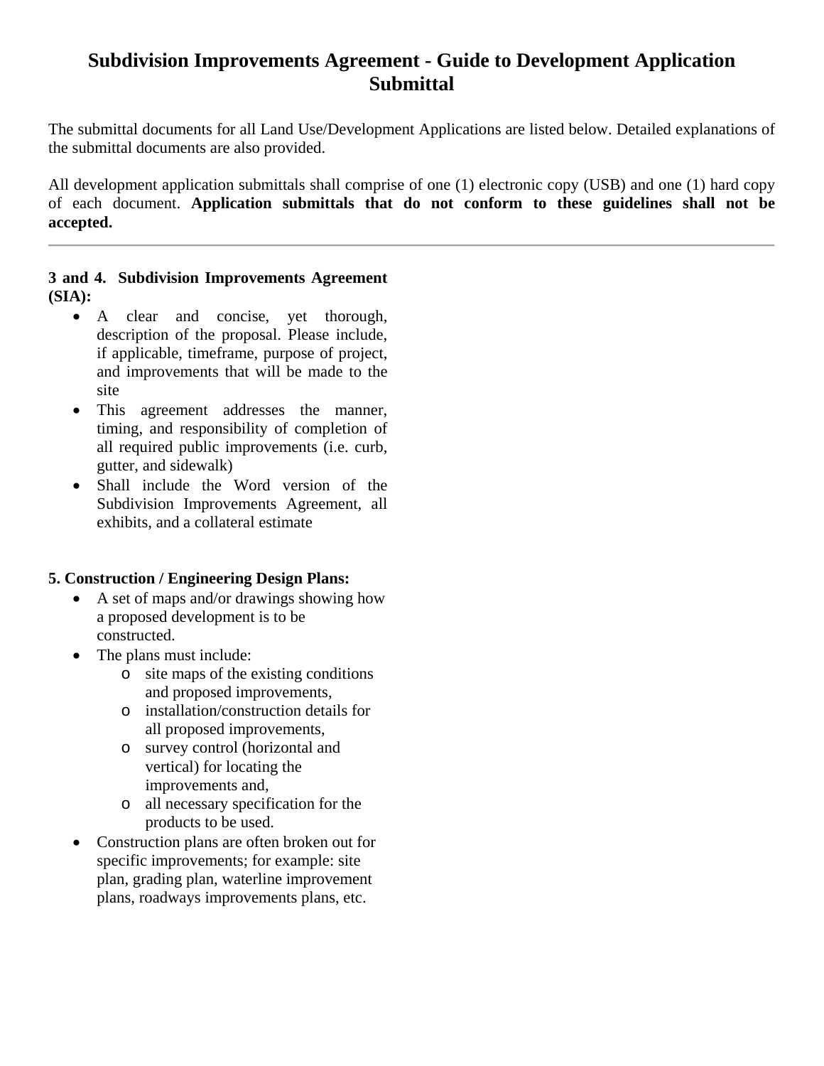# Subdivision Improvements Agreement - Guide to Development Application Submittal

The submittal documents for all Land Use/Development Applications are listed below. Detailed explanations of the submittal documents are also provided.

All development application submittals shall comprise of one (1) electronic copy (USB) and one (1) hard copy of each document. **Application submittals that do not conform to these guidelines shall not be accepted.**

---

**3 and 4. Subdivision Improvements Agreement (SIA):**

- A clear and concise, yet thorough, description of the proposal. Please include, if applicable, timeframe, purpose of project, and improvements that will be made to the site
- This agreement addresses the manner, timing, and responsibility of completion of all required public improvements (i.e. curb, gutter, and sidewalk)
- Shall include the Word version of the Subdivision Improvements Agreement, all exhibits, and a collateral estimate

**5. Construction / Engineering Design Plans:**

- A set of maps and/or drawings showing how a proposed development is to be constructed.
- The plans must include:
  - site maps of the existing conditions and proposed improvements,
  - installation/construction details for all proposed improvements,
  - survey control (horizontal and vertical) for locating the improvements and,
  - all necessary specification for the products to be used.
- Construction plans are often broken out for specific improvements; for example: site plan, grading plan, waterline improvement plans, roadways improvements plans, etc.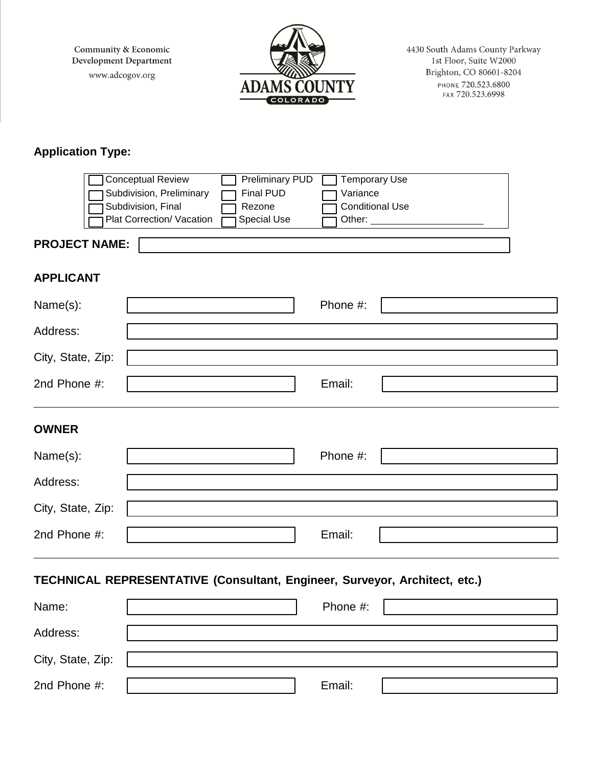Community & Economic
Development Department
www.adcogov.org

ADAMS COUNTY
COLORADO

4430 South Adams County Parkway
1st Floor, Suite W2000
Brighton, CO 80601-8204
PHONE 720.523.6800
FAX 720.523.6998

**Application Type:**

- [ ] Conceptual Review
- [ ] Subdivision, Preliminary
- [ ] Subdivision, Final
- [ ] Plat Correction/ Vacation
- [ ] Preliminary PUD
- [ ] Final PUD
- [ ] Rezone
- [ ] Special Use
- [ ] Temporary Use
- [ ] Variance
- [ ] Conditional Use
- [ ] Other: ____________________

**PROJECT NAME:** ______________________

## APPLICANT

| | | | |
|---|---|---|---|
| Name(s): | | Phone #: | |
| Address: | | | |
| City, State, Zip: | | | |
| 2nd Phone #: | | Email: | |

## OWNER

| | | | |
|---|---|---|---|
| Name(s): | | Phone #: | |
| Address: | | | |
| City, State, Zip: | | | |
| 2nd Phone #: | | Email: | |

## TECHNICAL REPRESENTATIVE (Consultant, Engineer, Surveyor, Architect, etc.)

| | | | |
|---|---|---|---|
| Name: | | Phone #: | |
| Address: | | | |
| City, State, Zip: | | | |
| 2nd Phone #: | | Email: | |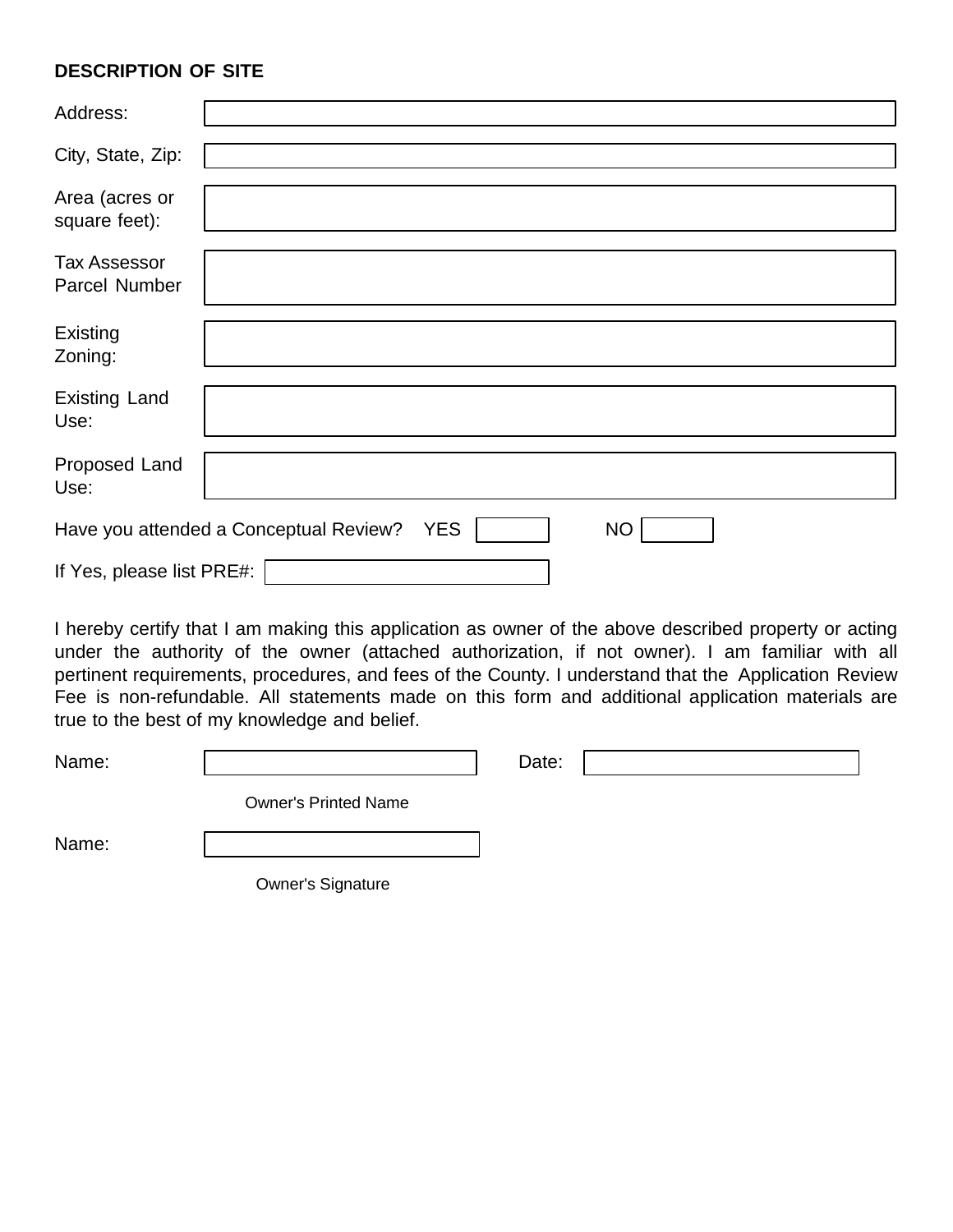**DESCRIPTION OF SITE**

Address:

City, State, Zip:

Area (acres or square feet):

Tax Assessor Parcel Number

Existing Zoning:

Existing Land Use:

Proposed Land Use:

Have you attended a Conceptual Review? YES NO

If Yes, please list PRE#:

I hereby certify that I am making this application as owner of the above described property or acting under the authority of the owner (attached authorization, if not owner). I am familiar with all pertinent requirements, procedures, and fees of the County. I understand that the Application Review Fee is non-refundable. All statements made on this form and additional application materials are true to the best of my knowledge and belief.

Name: Date:

Owner's Printed Name

Name:

Owner's Signature